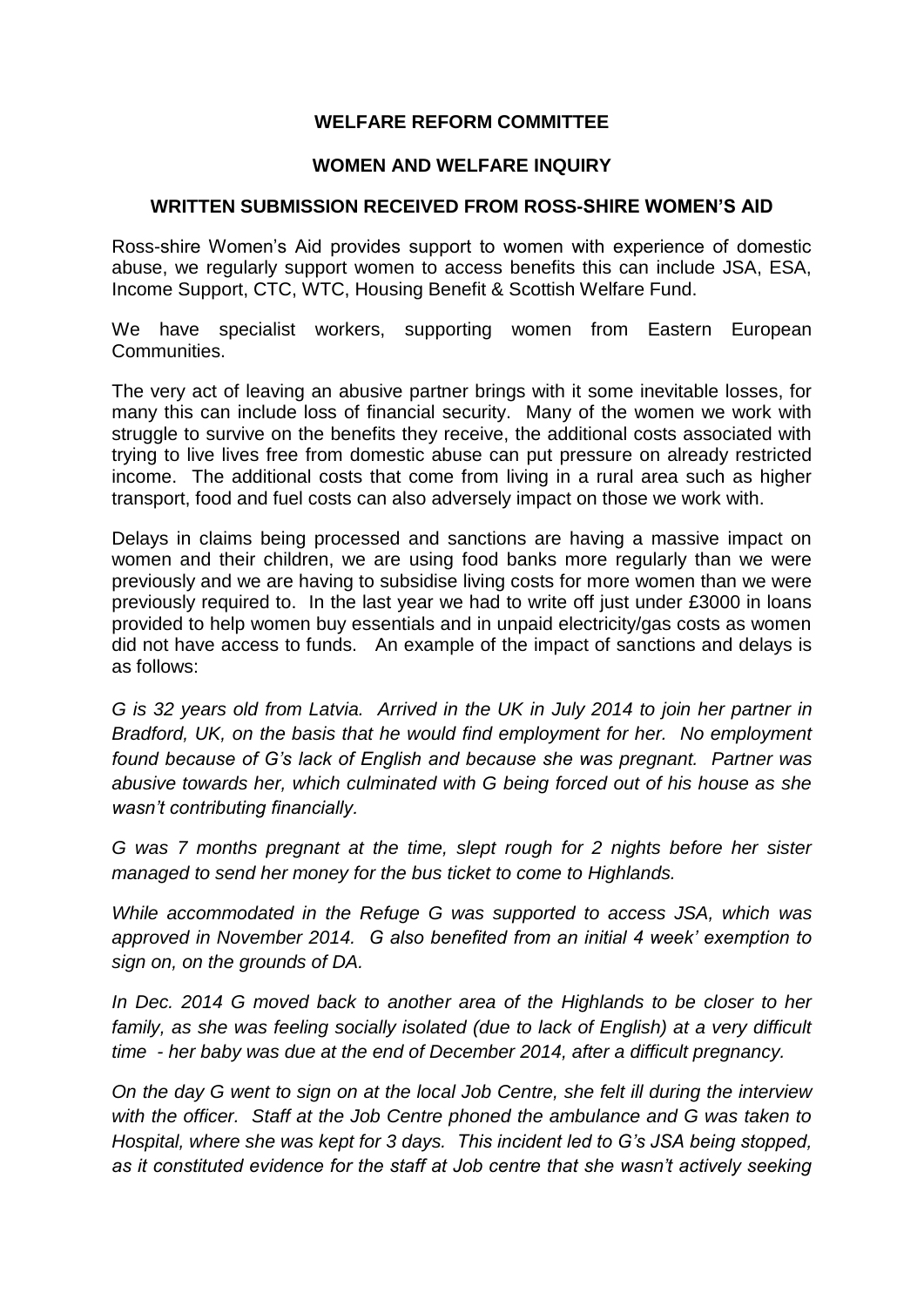**WELFARE REFORM COMMITTEE**

**WOMEN AND WELFARE INQUIRY**

**WRITTEN SUBMISSION RECEIVED FROM ROSS-SHIRE WOMEN'S AID**

Ross-shire Women's Aid provides support to women with experience of domestic abuse, we regularly support women to access benefits this can include JSA, ESA, Income Support, CTC, WTC, Housing Benefit & Scottish Welfare Fund.

We have specialist workers, supporting women from Eastern European Communities.

The very act of leaving an abusive partner brings with it some inevitable losses, for many this can include loss of financial security. Many of the women we work with struggle to survive on the benefits they receive, the additional costs associated with trying to live lives free from domestic abuse can put pressure on already restricted income. The additional costs that come from living in a rural area such as higher transport, food and fuel costs can also adversely impact on those we work with.

Delays in claims being processed and sanctions are having a massive impact on women and their children, we are using food banks more regularly than we were previously and we are having to subsidise living costs for more women than we were previously required to. In the last year we had to write off just under £3000 in loans provided to help women buy essentials and in unpaid electricity/gas costs as women did not have access to funds. An example of the impact of sanctions and delays is as follows:

*G is 32 years old from Latvia. Arrived in the UK in July 2014 to join her partner in Bradford, UK, on the basis that he would find employment for her. No employment found because of G's lack of English and because she was pregnant. Partner was abusive towards her, which culminated with G being forced out of his house as she wasn't contributing financially.*

*G was 7 months pregnant at the time, slept rough for 2 nights before her sister managed to send her money for the bus ticket to come to Highlands.*

*While accommodated in the Refuge G was supported to access JSA, which was approved in November 2014. G also benefited from an initial 4 week' exemption to sign on, on the grounds of DA.*

*In Dec. 2014 G moved back to another area of the Highlands to be closer to her family, as she was feeling socially isolated (due to lack of English) at a very difficult time - her baby was due at the end of December 2014, after a difficult pregnancy.*

*On the day G went to sign on at the local Job Centre, she felt ill during the interview with the officer. Staff at the Job Centre phoned the ambulance and G was taken to Hospital, where she was kept for 3 days. This incident led to G's JSA being stopped, as it constituted evidence for the staff at Job centre that she wasn't actively seeking*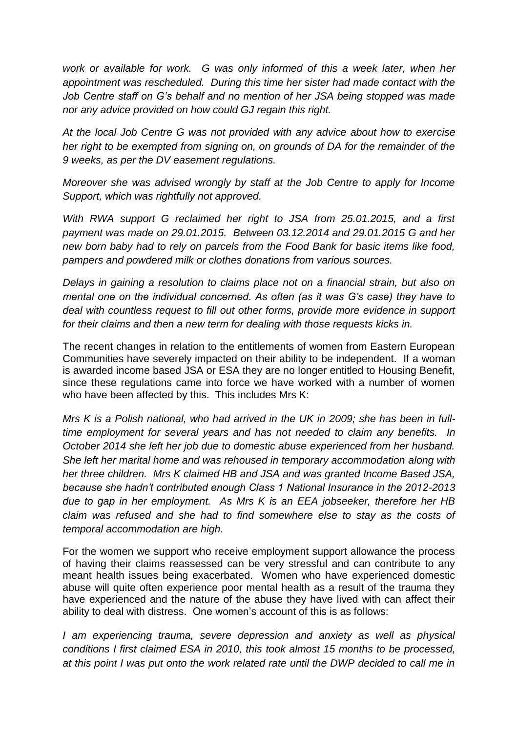*work or available for work. G was only informed of this a week later, when her appointment was rescheduled. During this time her sister had made contact with the Job Centre staff on G's behalf and no mention of her JSA being stopped was made nor any advice provided on how could GJ regain this right.*

*At the local Job Centre G was not provided with any advice about how to exercise her right to be exempted from signing on, on grounds of DA for the remainder of the 9 weeks, as per the DV easement regulations.*

*Moreover she was advised wrongly by staff at the Job Centre to apply for Income Support, which was rightfully not approved.*

*With RWA support G reclaimed her right to JSA from 25.01.2015, and a first payment was made on 29.01.2015. Between 03.12.2014 and 29.01.2015 G and her new born baby had to rely on parcels from the Food Bank for basic items like food, pampers and powdered milk or clothes donations from various sources.*

*Delays in gaining a resolution to claims place not on a financial strain, but also on mental one on the individual concerned. As often (as it was G's case) they have to deal with countless request to fill out other forms, provide more evidence in support for their claims and then a new term for dealing with those requests kicks in.*

The recent changes in relation to the entitlements of women from Eastern European Communities have severely impacted on their ability to be independent. If a woman is awarded income based JSA or ESA they are no longer entitled to Housing Benefit, since these regulations came into force we have worked with a number of women who have been affected by this. This includes Mrs K:

*Mrs K is a Polish national, who had arrived in the UK in 2009; she has been in full-time employment for several years and has not needed to claim any benefits. In October 2014 she left her job due to domestic abuse experienced from her husband. She left her marital home and was rehoused in temporary accommodation along with her three children. Mrs K claimed HB and JSA and was granted Income Based JSA, because she hadn't contributed enough Class 1 National Insurance in the 2012-2013 due to gap in her employment. As Mrs K is an EEA jobseeker, therefore her HB claim was refused and she had to find somewhere else to stay as the costs of temporal accommodation are high.*

For the women we support who receive employment support allowance the process of having their claims reassessed can be very stressful and can contribute to any meant health issues being exacerbated. Women who have experienced domestic abuse will quite often experience poor mental health as a result of the trauma they have experienced and the nature of the abuse they have lived with can affect their ability to deal with distress. One women's account of this is as follows:

*I am experiencing trauma, severe depression and anxiety as well as physical conditions I first claimed ESA in 2010, this took almost 15 months to be processed, at this point I was put onto the work related rate until the DWP decided to call me in*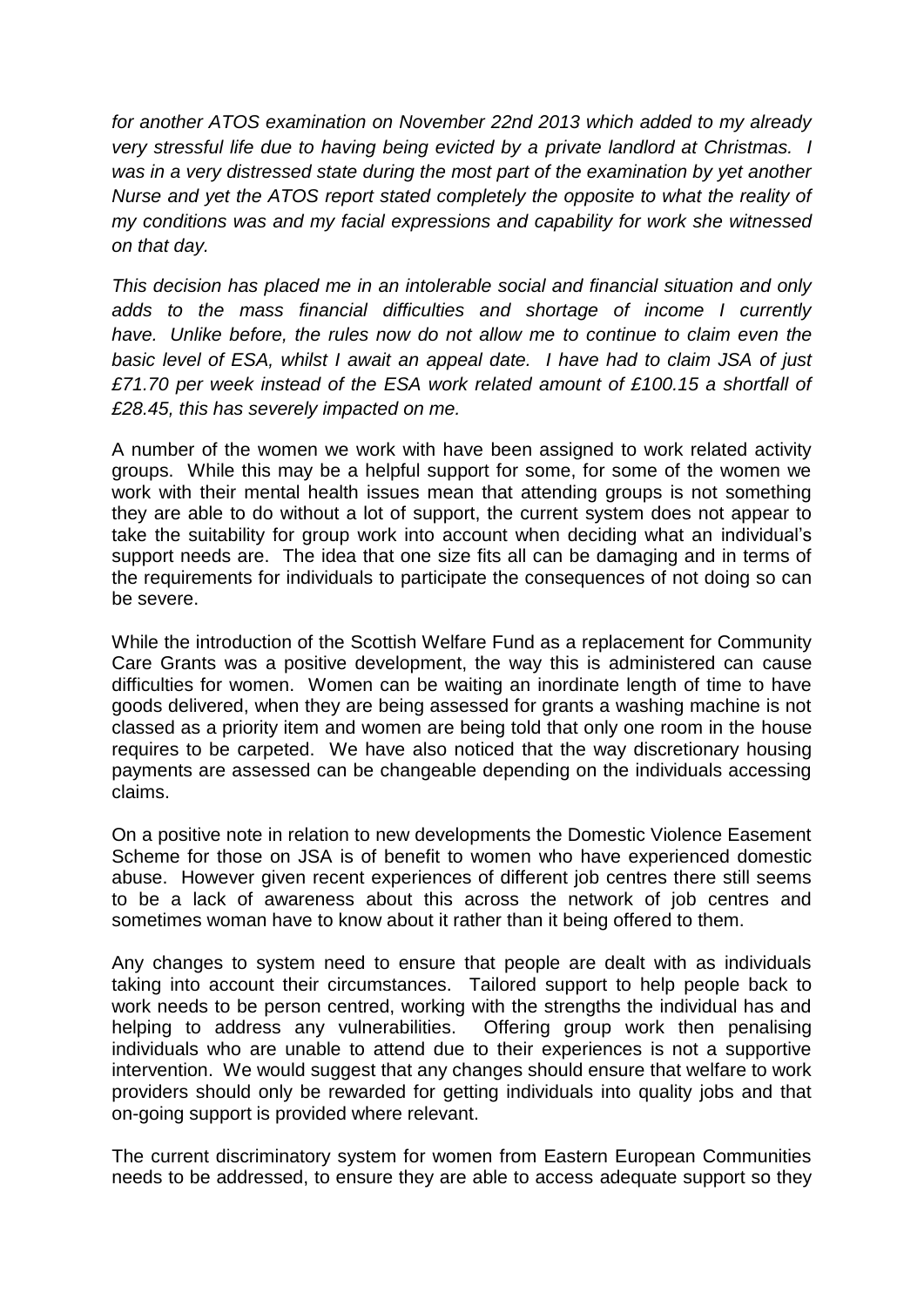*for another ATOS examination on November 22nd 2013 which added to my already very stressful life due to having being evicted by a private landlord at Christmas. I was in a very distressed state during the most part of the examination by yet another Nurse and yet the ATOS report stated completely the opposite to what the reality of my conditions was and my facial expressions and capability for work she witnessed on that day.*

*This decision has placed me in an intolerable social and financial situation and only adds to the mass financial difficulties and shortage of income I currently have. Unlike before, the rules now do not allow me to continue to claim even the basic level of ESA, whilst I await an appeal date. I have had to claim JSA of just £71.70 per week instead of the ESA work related amount of £100.15 a shortfall of £28.45, this has severely impacted on me.*

A number of the women we work with have been assigned to work related activity groups. While this may be a helpful support for some, for some of the women we work with their mental health issues mean that attending groups is not something they are able to do without a lot of support, the current system does not appear to take the suitability for group work into account when deciding what an individual's support needs are. The idea that one size fits all can be damaging and in terms of the requirements for individuals to participate the consequences of not doing so can be severe.

While the introduction of the Scottish Welfare Fund as a replacement for Community Care Grants was a positive development, the way this is administered can cause difficulties for women. Women can be waiting an inordinate length of time to have goods delivered, when they are being assessed for grants a washing machine is not classed as a priority item and women are being told that only one room in the house requires to be carpeted. We have also noticed that the way discretionary housing payments are assessed can be changeable depending on the individuals accessing claims.

On a positive note in relation to new developments the Domestic Violence Easement Scheme for those on JSA is of benefit to women who have experienced domestic abuse. However given recent experiences of different job centres there still seems to be a lack of awareness about this across the network of job centres and sometimes woman have to know about it rather than it being offered to them.

Any changes to system need to ensure that people are dealt with as individuals taking into account their circumstances. Tailored support to help people back to work needs to be person centred, working with the strengths the individual has and helping to address any vulnerabilities. Offering group work then penalising individuals who are unable to attend due to their experiences is not a supportive intervention. We would suggest that any changes should ensure that welfare to work providers should only be rewarded for getting individuals into quality jobs and that on-going support is provided where relevant.

The current discriminatory system for women from Eastern European Communities needs to be addressed, to ensure they are able to access adequate support so they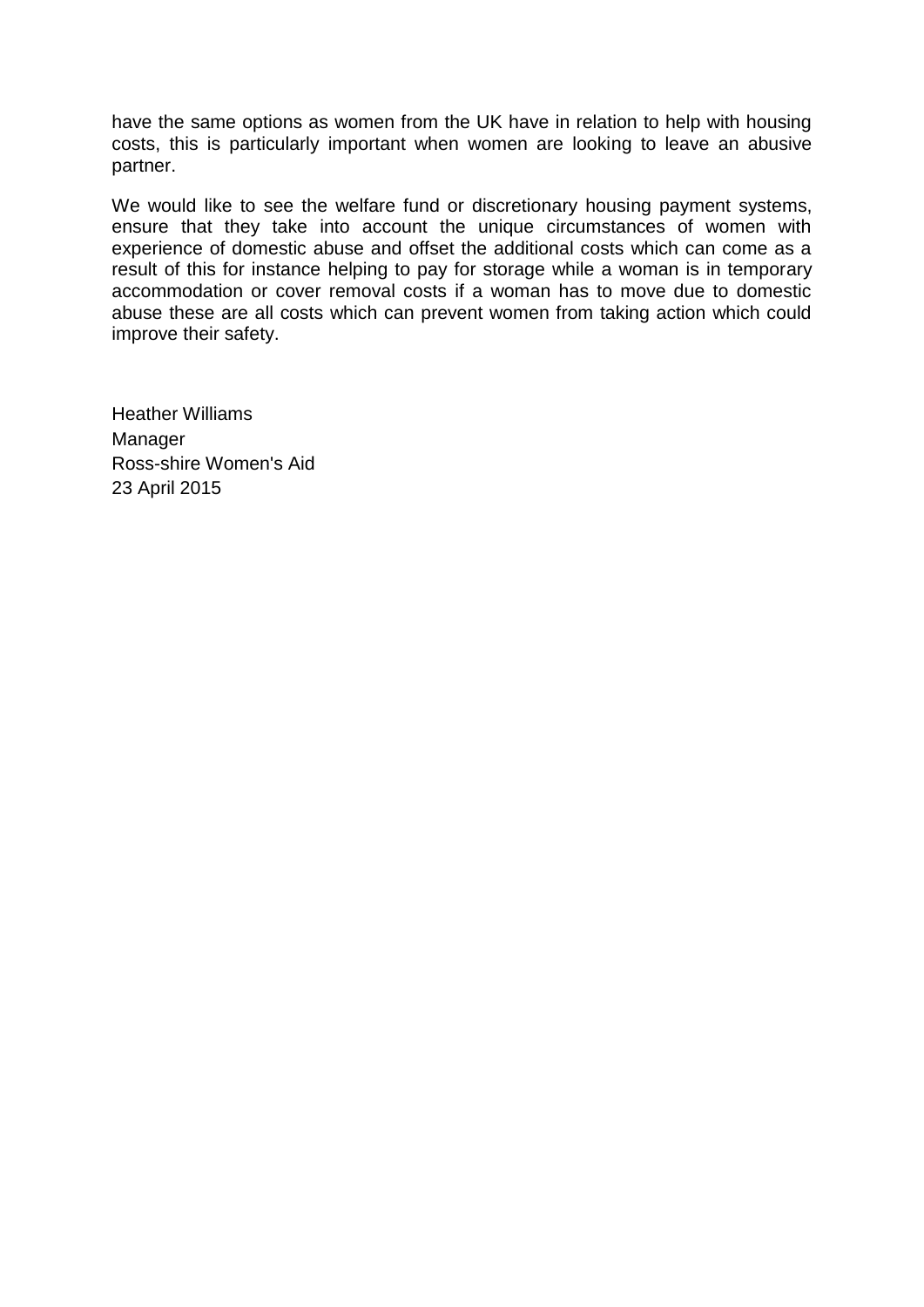have the same options as women from the UK have in relation to help with housing costs, this is particularly important when women are looking to leave an abusive partner.

We would like to see the welfare fund or discretionary housing payment systems, ensure that they take into account the unique circumstances of women with experience of domestic abuse and offset the additional costs which can come as a result of this for instance helping to pay for storage while a woman is in temporary accommodation or cover removal costs if a woman has to move due to domestic abuse these are all costs which can prevent women from taking action which could improve their safety.

Heather Williams
Manager
Ross-shire Women's Aid
23 April 2015